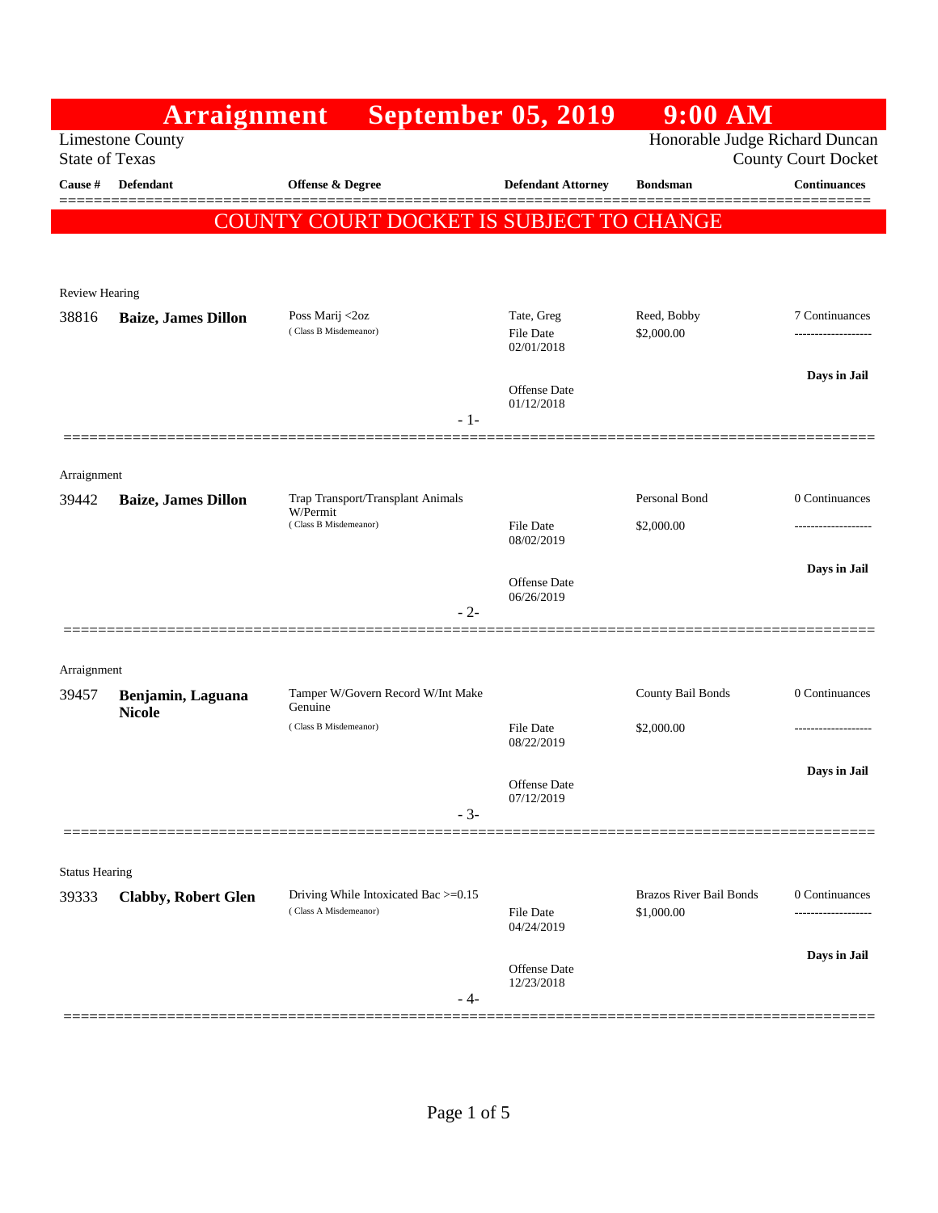# Arraignment September 05, 2019 9:00 AM

Limestone County
State of Texas

Honorable Judge Richard Duncan
County Court Docket

**COUNTY COURT DOCKET IS SUBJECT TO CHANGE**

| Cause # | Defendant | Offense & Degree | Defendant Attorney | Bondsman | Continuances |
|---|---|---|---|---|---|
| **Review Hearing** | | | | | |
| 38816 | **Baize, James Dillon** | Poss Marij <2oz (Class B Misdemeanor) | Tate, Greg<br>File Date 02/01/2018<br>Offense Date 01/12/2018 | Reed, Bobby<br>$2,000.00 | 7 Continuances<br>**Days in Jail** |
| **Arraignment** | | | | | |
| 39442 | **Baize, James Dillon** | Trap Transport/Transplant Animals W/Permit (Class B Misdemeanor) | File Date 08/02/2019<br>Offense Date 06/26/2019 | Personal Bond<br>$2,000.00 | 0 Continuances<br>**Days in Jail** |
| **Arraignment** | | | | | |
| 39457 | **Benjamin, Laguana Nicole** | Tamper W/Govern Record W/Int Make Genuine (Class B Misdemeanor) | File Date 08/22/2019<br>Offense Date 07/12/2019 | County Bail Bonds<br>$2,000.00 | 0 Continuances<br>**Days in Jail** |
| **Status Hearing** | | | | | |
| 39333 | **Clabby, Robert Glen** | Driving While Intoxicated Bac >=0.15 (Class A Misdemeanor) | File Date 04/24/2019<br>Offense Date 12/23/2018 | Brazos River Bail Bonds<br>$1,000.00 | 0 Continuances<br>**Days in Jail** |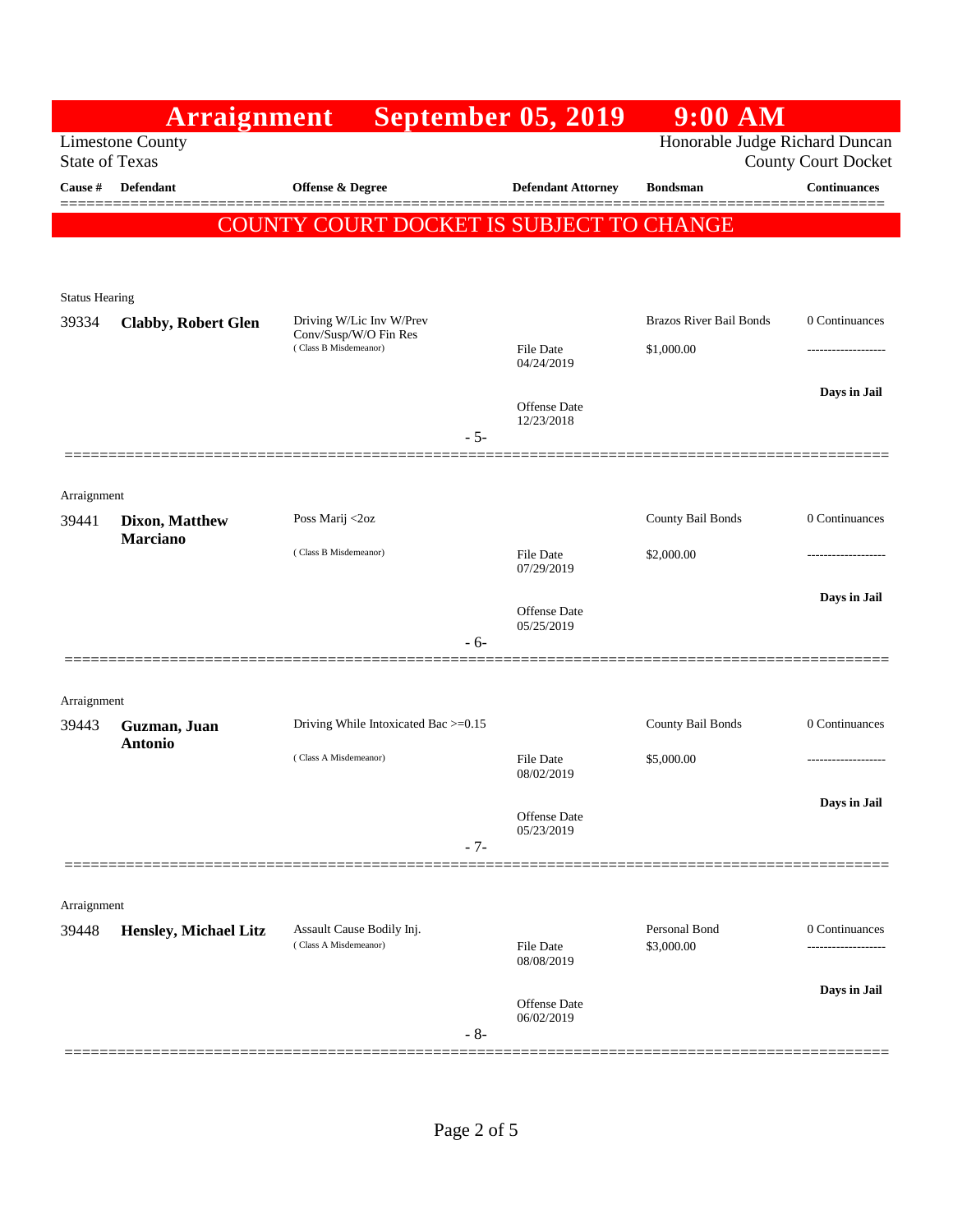# Arraignment September 05, 2019 9:00 AM

Limestone County
State of Texas

Honorable Judge Richard Duncan
County Court Docket

**COUNTY COURT DOCKET IS SUBJECT TO CHANGE**

| Cause # | Defendant | Offense & Degree | Defendant Attorney | Bondsman | Continuances |
|---|---|---|---|---|---|
| Status Hearing | | | | | |
| 39334 | **Clabby, Robert Glen** | Driving W/Lic Inv W/Prev Conv/Susp/W/O Fin Res (Class B Misdemeanor) | File Date 04/24/2019 | Brazos River Bail Bonds $1,000.00 | 0 Continuances |
| | | | Offense Date 12/23/2018 | | **Days in Jail** |
| | | - 5- | | | |
| Arraignment | | | | | |
| 39441 | **Dixon, Matthew Marciano** | Poss Marij <2oz (Class B Misdemeanor) | File Date 07/29/2019 | County Bail Bonds $2,000.00 | 0 Continuances |
| | | | Offense Date 05/25/2019 | | **Days in Jail** |
| | | - 6- | | | |
| Arraignment | | | | | |
| 39443 | **Guzman, Juan Antonio** | Driving While Intoxicated Bac >=0.15 (Class A Misdemeanor) | File Date 08/02/2019 | County Bail Bonds $5,000.00 | 0 Continuances |
| | | | Offense Date 05/23/2019 | | **Days in Jail** |
| | | - 7- | | | |
| Arraignment | | | | | |
| 39448 | **Hensley, Michael Litz** | Assault Cause Bodily Inj. (Class A Misdemeanor) | File Date 08/08/2019 | Personal Bond $3,000.00 | 0 Continuances |
| | | | Offense Date 06/02/2019 | | **Days in Jail** |
| | | - 8- | | | |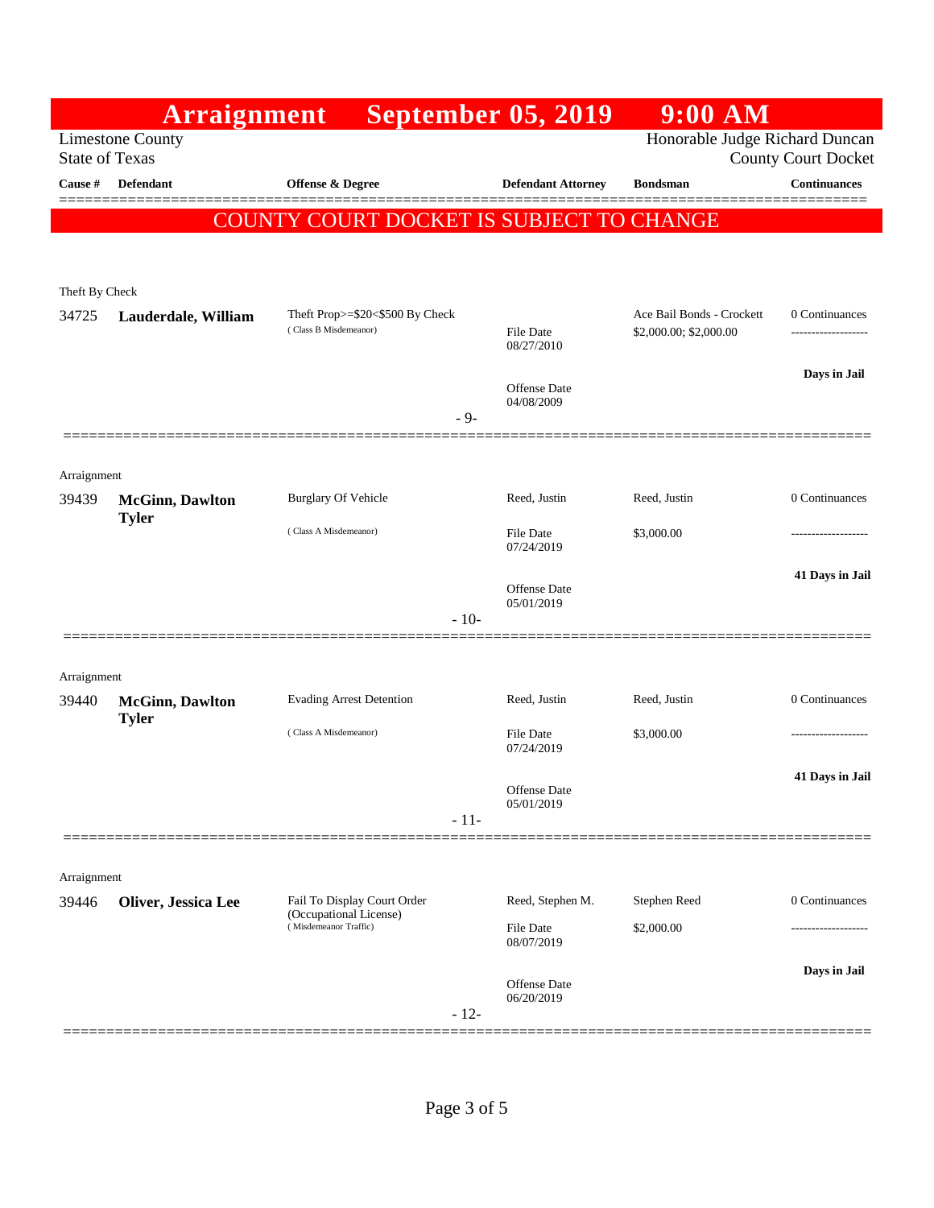# Arraignment September 05, 2019 9:00 AM

Limestone County
State of Texas

Honorable Judge Richard Duncan
County Court Docket

**COUNTY COURT DOCKET IS SUBJECT TO CHANGE**

| Cause # | Defendant | Offense & Degree | Defendant Attorney | Bondsman | Continuances |
|---|---|---|---|---|---|
| **Theft By Check** | | | | | |
| 34725 | **Lauderdale, William** | Theft Prop>=$20<$500 By Check (Class B Misdemeanor) | File Date 08/27/2010; Offense Date 04/08/2009 | Ace Bail Bonds - Crockett $2,000.00; $2,000.00 | 0 Continuances; **Days in Jail** |
| | | | - 9- | | |
| **Arraignment** | | | | | |
| 39439 | **McGinn, Dawlton Tyler** | Burglary Of Vehicle (Class A Misdemeanor) | Reed, Justin; File Date 07/24/2019; Offense Date 05/01/2019 | Reed, Justin $3,000.00 | 0 Continuances; **41 Days in Jail** |
| | | | - 10- | | |
| **Arraignment** | | | | | |
| 39440 | **McGinn, Dawlton Tyler** | Evading Arrest Detention (Class A Misdemeanor) | Reed, Justin; File Date 07/24/2019; Offense Date 05/01/2019 | Reed, Justin $3,000.00 | 0 Continuances; **41 Days in Jail** |
| | | | - 11- | | |
| **Arraignment** | | | | | |
| 39446 | **Oliver, Jessica Lee** | Fail To Display Court Order (Occupational License) (Misdemeanor Traffic) | Reed, Stephen M.; File Date 08/07/2019; Offense Date 06/20/2019 | Stephen Reed $2,000.00 | 0 Continuances; **Days in Jail** |
| | | | - 12- | | |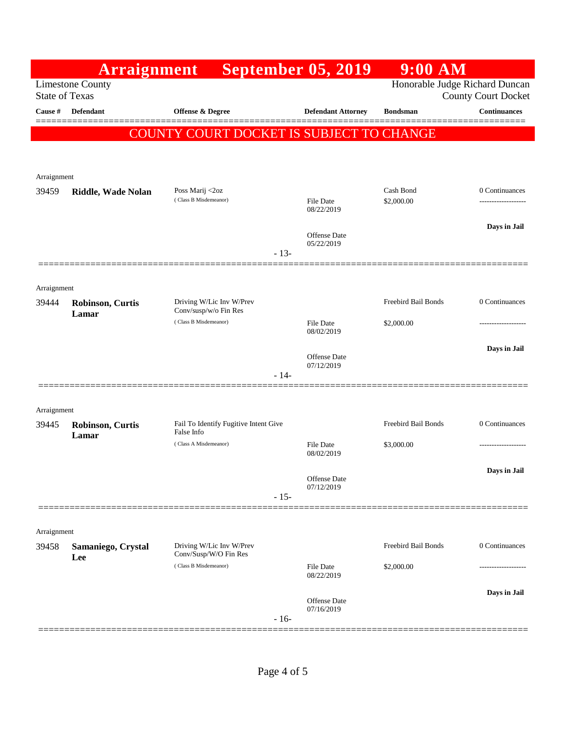# Arraignment September 05, 2019 9:00 AM

Limestone County
State of Texas

Honorable Judge Richard Duncan
County Court Docket

**COUNTY COURT DOCKET IS SUBJECT TO CHANGE**

| Cause # | Defendant | Offense & Degree | Defendant Attorney | Bondsman | Continuances |
|---|---|---|---|---|---|
| Arraignment | | | | | |
| 39459 | **Riddle, Wade Nolan** | Poss Marij <2oz (Class B Misdemeanor) | File Date 08/22/2019; Offense Date 05/22/2019 | Cash Bond $2,000.00 | 0 Continuances; Days in Jail |
| | | | - 13- | | |
| Arraignment | | | | | |
| 39444 | **Robinson, Curtis Lamar** | Driving W/Lic Inv W/Prev Conv/susp/w/o Fin Res (Class B Misdemeanor) | File Date 08/02/2019; Offense Date 07/12/2019 | Freebird Bail Bonds $2,000.00 | 0 Continuances; Days in Jail |
| | | | - 14- | | |
| Arraignment | | | | | |
| 39445 | **Robinson, Curtis Lamar** | Fail To Identify Fugitive Intent Give False Info (Class A Misdemeanor) | File Date 08/02/2019; Offense Date 07/12/2019 | Freebird Bail Bonds $3,000.00 | 0 Continuances; Days in Jail |
| | | | - 15- | | |
| Arraignment | | | | | |
| 39458 | **Samaniego, Crystal Lee** | Driving W/Lic Inv W/Prev Conv/Susp/W/O Fin Res (Class B Misdemeanor) | File Date 08/22/2019; Offense Date 07/16/2019 | Freebird Bail Bonds $2,000.00 | 0 Continuances; Days in Jail |
| | | | - 16- | | |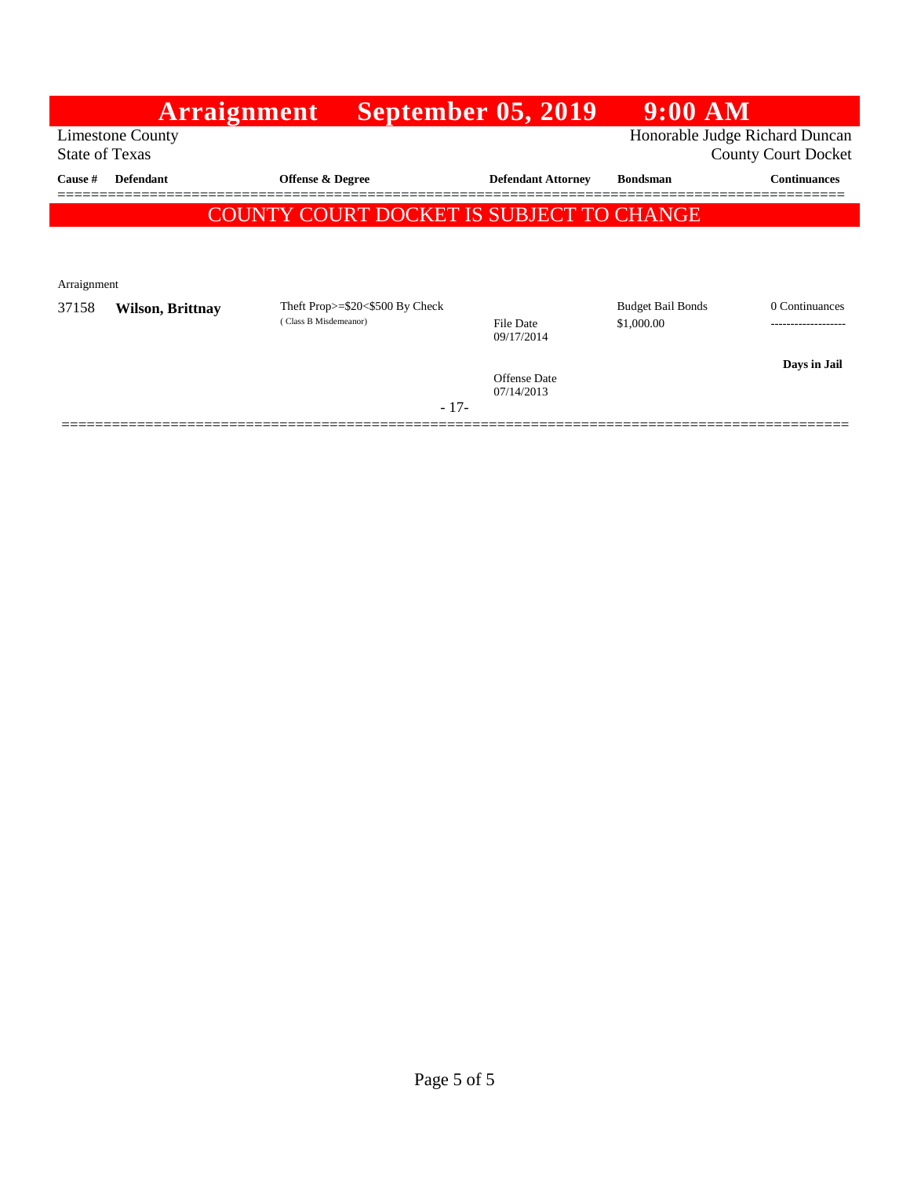# Arraignment September 05, 2019 9:00 AM

Limestone County
State of Texas

Honorable Judge Richard Duncan
County Court Docket

| Cause # | Defendant | Offense & Degree | Defendant Attorney | Bondsman | Continuances |
|---|---|---|---|---|---|

## COUNTY COURT DOCKET IS SUBJECT TO CHANGE

Arraignment

| Cause # | Defendant | Offense & Degree | Defendant Attorney | Bondsman | Continuances |
|---|---|---|---|---|---|
| 37158 | **Wilson, Brittnay** | Theft Prop>=$20<$500 By Check<br>( Class B Misdemeanor) | File Date<br>09/17/2014<br><br>Offense Date<br>07/14/2013 | Budget Bail Bonds<br>$1,000.00 | 0 Continuances<br>-------------------<br>**Days in Jail** |

- 17-